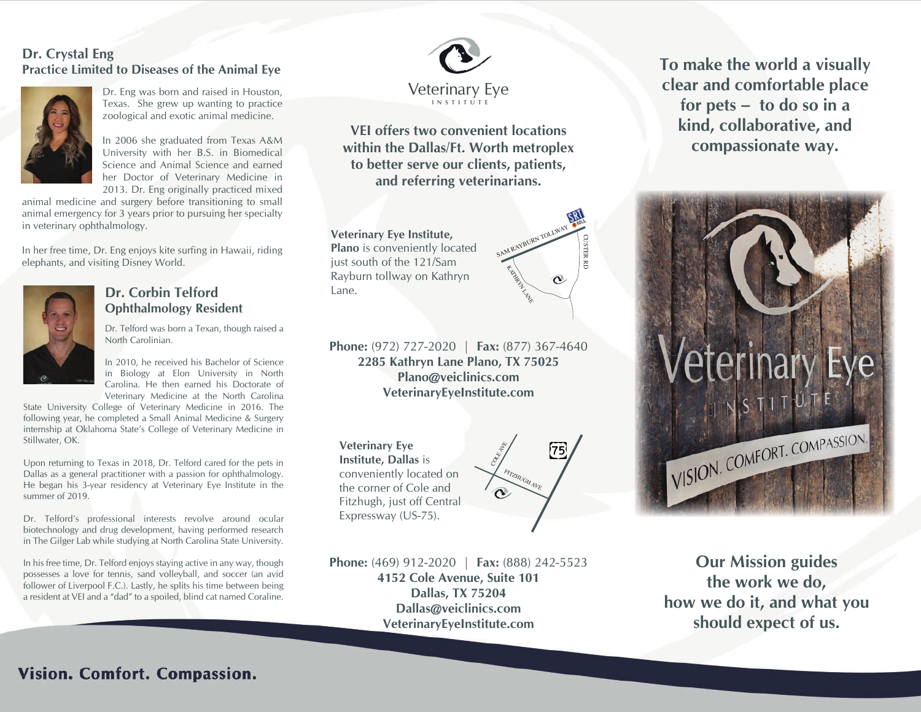## Dr. Crystal Eng
### Practice Limited to Diseases of the Animal Eye

Dr. Eng was born and raised in Houston, Texas. She grew up wanting to practice zoological and exotic animal medicine.

In 2006 she graduated from Texas A&M University with her B.S. in Biomedical Science and Animal Science and earned her Doctor of Veterinary Medicine in 2013. Dr. Eng originally practiced mixed animal medicine and surgery before transitioning to small animal emergency for 3 years prior to pursuing her specialty in veterinary ophthalmology.

In her free time, Dr. Eng enjoys kite surfing in Hawaii, riding elephants, and visiting Disney World.

## Dr. Corbin Telford
### Ophthalmology Resident

Dr. Telford was born a Texan, though raised a North Carolinian.

In 2010, he received his Bachelor of Science in Biology at Elon University in North Carolina. He then earned his Doctorate of Veterinary Medicine at the North Carolina State University College of Veterinary Medicine in 2016. The following year, he completed a Small Animal Medicine & Surgery internship at Oklahoma State's College of Veterinary Medicine in Stillwater, OK.

Upon returning to Texas in 2018, Dr. Telford cared for the pets in Dallas as a general practitioner with a passion for ophthalmology. He began his 3-year residency at Veterinary Eye Institute in the summer of 2019.

Dr. Telford's professional interests revolve around ocular biotechnology and drug development, having performed research in The Gilger Lab while studying at North Carolina State University.

In his free time, Dr. Telford enjoys staying active in any way, though possesses a love for tennis, sand volleyball, and soccer (an avid follower of Liverpool F.C.). Lastly, he splits his time between being a resident at VEI and a "dad" to a spoiled, blind cat named Coraline.

Veterinary Eye INSTITUTE

**VEI offers two convenient locations within the Dallas/Ft. Worth metroplex to better serve our clients, patients, and referring veterinarians.**

**Veterinary Eye Institute, Plano** is conveniently located just south of the 121/Sam Rayburn tollway on Kathryn Lane.

SAM RAYBURN TOLLWAY · CUSTER RD · KATHRYN LANE

**Phone:** (972) 727-2020 | **Fax:** (877) 367-4640
**2285 Kathryn Lane Plano, TX 75025**
**Plano@veiclinics.com**
**VeterinaryEyeInstitute.com**

**Veterinary Eye Institute, Dallas** is conveniently located on the corner of Cole and Fitzhugh, just off Central Expressway (US-75).

COLE AVE · FITZHUGH AVE · 75

**Phone:** (469) 912-2020 | **Fax:** (888) 242-5523
**4152 Cole Avenue, Suite 101**
**Dallas, TX 75204**
**Dallas@veiclinics.com**
**VeterinaryEyeInstitute.com**

**To make the world a visually clear and comfortable place for pets – to do so in a kind, collaborative, and compassionate way.**

Veterinary Eye INSTITUTE
VISION. COMFORT. COMPASSION.

**Our Mission guides the work we do, how we do it, and what you should expect of us.**

**Vision. Comfort. Compassion.**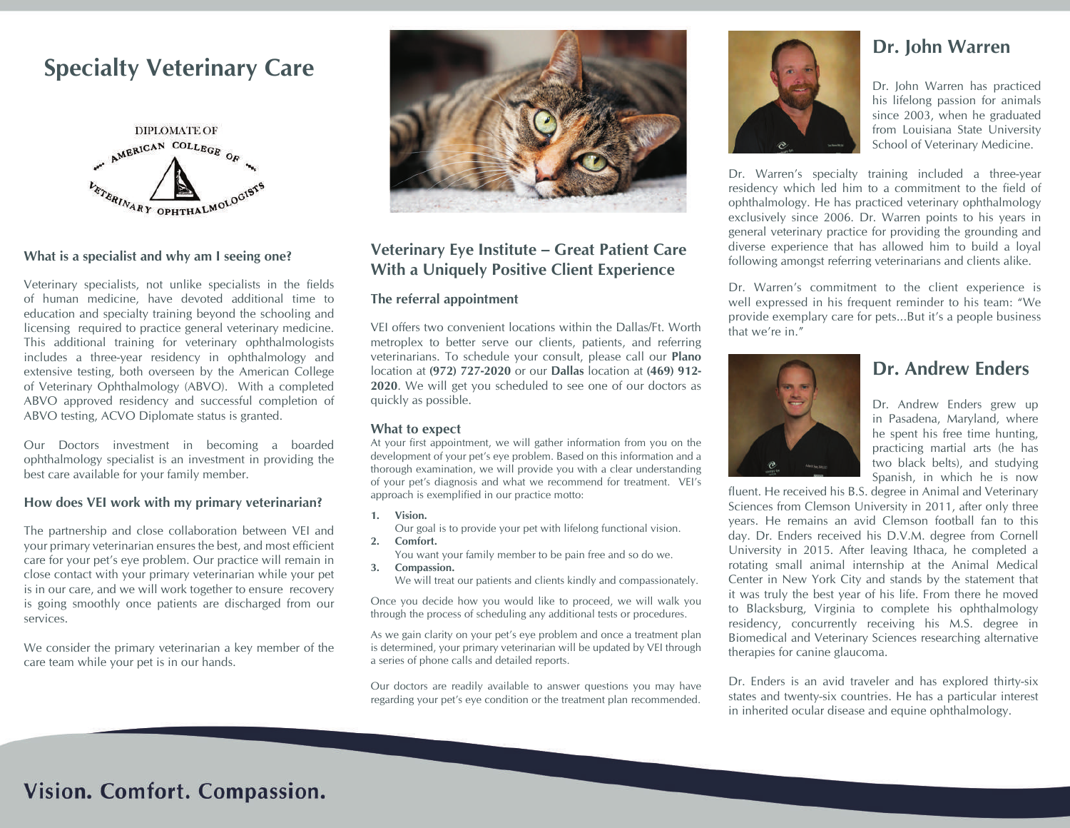# Specialty Veterinary Care

DIPLOMATE OF AMERICAN COLLEGE OF VETERINARY OPHTHALMOLOGISTS

### What is a specialist and why am I seeing one?

Veterinary specialists, not unlike specialists in the fields of human medicine, have devoted additional time to education and specialty training beyond the schooling and licensing required to practice general veterinary medicine. This additional training for veterinary ophthalmologists includes a three-year residency in ophthalmology and extensive testing, both overseen by the American College of Veterinary Ophthalmology (ABVO). With a completed ABVO approved residency and successful completion of ABVO testing, ACVO Diplomate status is granted.

Our Doctors investment in becoming a boarded ophthalmology specialist is an investment in providing the best care available for your family member.

### How does VEI work with my primary veterinarian?

The partnership and close collaboration between VEI and your primary veterinarian ensures the best, and most efficient care for your pet's eye problem. Our practice will remain in close contact with your primary veterinarian while your pet is in our care, and we will work together to ensure recovery is going smoothly once patients are discharged from our services.

We consider the primary veterinarian a key member of the care team while your pet is in our hands.

## Veterinary Eye Institute – Great Patient Care With a Uniquely Positive Client Experience

### The referral appointment

VEI offers two convenient locations within the Dallas/Ft. Worth metroplex to better serve our clients, patients, and referring veterinarians. To schedule your consult, please call our **Plano** location at **(972) 727-2020** or our **Dallas** location at **(469) 912-2020**. We will get you scheduled to see one of our doctors as quickly as possible.

### What to expect

At your first appointment, we will gather information from you on the development of your pet's eye problem. Based on this information and a thorough examination, we will provide you with a clear understanding of your pet's diagnosis and what we recommend for treatment. VEI's approach is exemplified in our practice motto:

1. **Vision.**
   Our goal is to provide your pet with lifelong functional vision.
2. **Comfort.**
   You want your family member to be pain free and so do we.
3. **Compassion.**
   We will treat our patients and clients kindly and compassionately.

Once you decide how you would like to proceed, we will walk you through the process of scheduling any additional tests or procedures.

As we gain clarity on your pet's eye problem and once a treatment plan is determined, your primary veterinarian will be updated by VEI through a series of phone calls and detailed reports.

Our doctors are readily available to answer questions you may have regarding your pet's eye condition or the treatment plan recommended.

## Dr. John Warren

Dr. John Warren has practiced his lifelong passion for animals since 2003, when he graduated from Louisiana State University School of Veterinary Medicine.

Dr. Warren's specialty training included a three-year residency which led him to a commitment to the field of ophthalmology. He has practiced veterinary ophthalmology exclusively since 2006. Dr. Warren points to his years in general veterinary practice for providing the grounding and diverse experience that has allowed him to build a loyal following amongst referring veterinarians and clients alike.

Dr. Warren's commitment to the client experience is well expressed in his frequent reminder to his team: "We provide exemplary care for pets...But it's a people business that we're in."

## Dr. Andrew Enders

Dr. Andrew Enders grew up in Pasadena, Maryland, where he spent his free time hunting, practicing martial arts (he has two black belts), and studying Spanish, in which he is now fluent. He received his B.S. degree in Animal and Veterinary Sciences from Clemson University in 2011, after only three years. He remains an avid Clemson football fan to this day. Dr. Enders received his D.V.M. degree from Cornell University in 2015. After leaving Ithaca, he completed a rotating small animal internship at the Animal Medical Center in New York City and stands by the statement that it was truly the best year of his life. From there he moved to Blacksburg, Virginia to complete his ophthalmology residency, concurrently receiving his M.S. degree in Biomedical and Veterinary Sciences researching alternative therapies for canine glaucoma.

Dr. Enders is an avid traveler and has explored thirty-six states and twenty-six countries. He has a particular interest in inherited ocular disease and equine ophthalmology.

**Vision. Comfort. Compassion.**